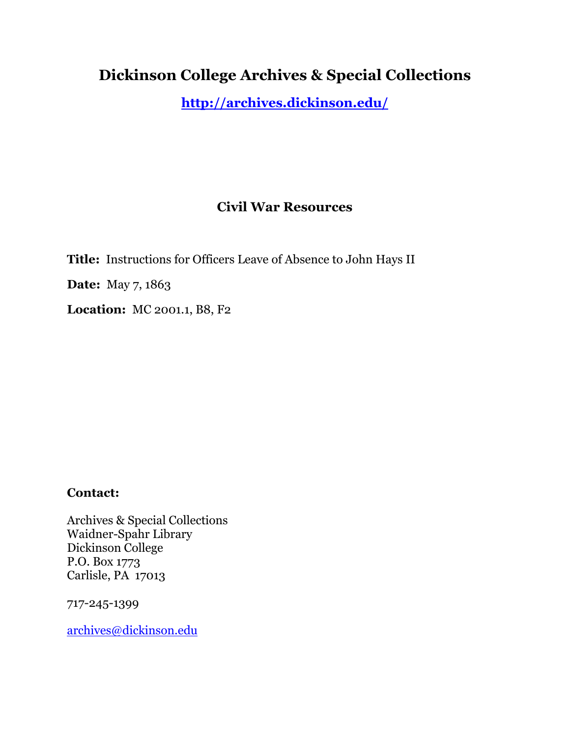# Dickinson College Archives & Special Collections

**http://archives.dickinson.edu/**

## Civil War Resources

**Title:** Instructions for Officers Leave of Absence to John Hays II

**Date:** May 7, 1863

**Location:** MC 2001.1, B8, F2

**Contact:**

Archives & Special Collections
Waidner-Spahr Library
Dickinson College
P.O. Box 1773
Carlisle, PA 17013

717-245-1399

archives@dickinson.edu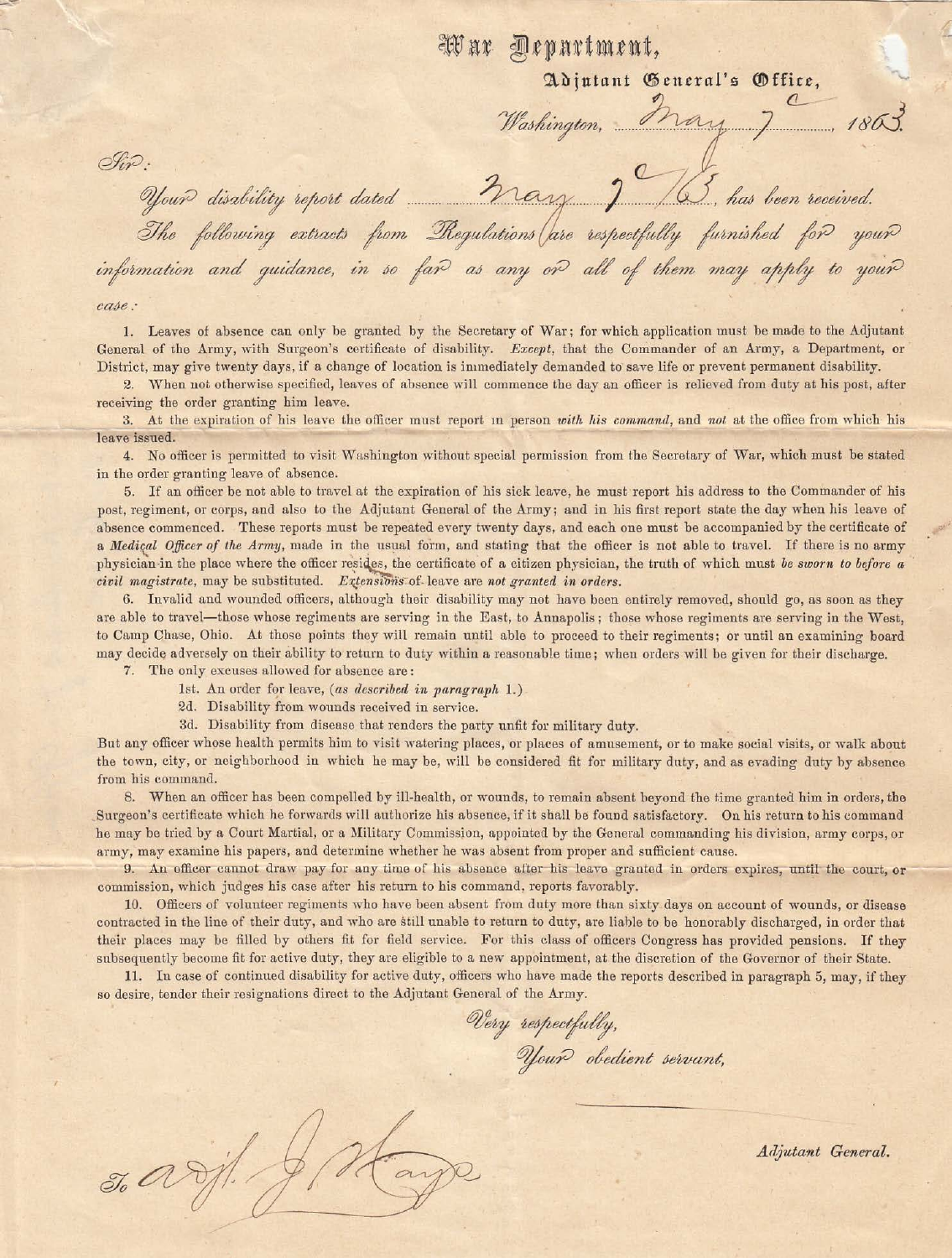# War Department,

## Adjutant General's Office,

Washington, May 7 1863.

Sir:

Your disability report dated May 7 '63, has been received.

The following extracts from Regulations are respectfully furnished for your information and guidance, in so far as any or all of them may apply to your case:

1. Leaves of absence can only be granted by the Secretary of War; for which application must be made to the Adjutant General of the Army, with Surgeon's certificate of disability. *Except*, that the Commander of an Army, a Department, or District, may give twenty days, if a change of location is immediately demanded to save life or prevent permanent disability.

2. When not otherwise specified, leaves of absence will commence the day an officer is relieved from duty at his post, after receiving the order granting him leave.

3. At the expiration of his leave the officer must report in person *with his command*, and *not* at the office from which his leave issued.

4. No officer is permitted to visit Washington without special permission from the Secretary of War, which must be stated in the order granting leave of absence.

5. If an officer be not able to travel at the expiration of his sick leave, he must report his address to the Commander of his post, regiment, or corps, and also to the Adjutant General of the Army; and in his first report state the day when his leave of absence commenced. These reports must be repeated every twenty days, and each one must be accompanied by the certificate of a *Medical Officer of the Army*, made in the usual form, and stating that the officer is not able to travel. If there is no army physician in the place where the officer resides, the certificate of a citizen physician, the truth of which must *be sworn to before a civil magistrate*, may be substituted. *Extensions* of leave are *not granted in orders*.

6. Invalid and wounded officers, although their disability may not have been entirely removed, should go, as soon as they are able to travel—those whose regiments are serving in the East, to Annapolis; those whose regiments are serving in the West, to Camp Chase, Ohio. At those points they will remain until able to proceed to their regiments; or until an examining board may decide adversely on their ability to return to duty within a reasonable time; when orders will be given for their discharge.

7. The only excuses allowed for absence are:

   1st. An order for leave, (*as described in paragraph* 1.)

   2d. Disability from wounds received in service.

   3d. Disability from disease that renders the party unfit for military duty.

But any officer whose health permits him to visit watering places, or places of amusement, or to make social visits, or walk about the town, city, or neighborhood in which he may be, will be considered fit for military duty, and as evading duty by absence from his command.

8. When an officer has been compelled by ill-health, or wounds, to remain absent beyond the time granted him in orders, the Surgeon's certificate which he forwards will authorize his absence, if it shall be found satisfactory. On his return to his command he may be tried by a Court Martial, or a Military Commission, appointed by the General commanding his division, army corps, or army, may examine his papers, and determine whether he was absent from proper and sufficient cause.

9. An officer cannot draw pay for any time of his absence after his leave granted in orders expires, until the court, or commission, which judges his case after his return to his command, reports favorably.

10. Officers of volunteer regiments who have been absent from duty more than sixty days on account of wounds, or disease contracted in the line of their duty, and who are still unable to return to duty, are liable to be honorably discharged, in order that their places may be filled by others fit for field service. For this class of officers Congress has provided pensions. If they subsequently become fit for active duty, they are eligible to a new appointment, at the discretion of the Governor of their State.

11. In case of continued disability for active duty, officers who have made the reports described in paragraph 5, may, if they so desire, tender their resignations direct to the Adjutant General of the Army.

Very respectfully,

Your obedient servant,

Adjutant General.

To Adjt. J. Mayo